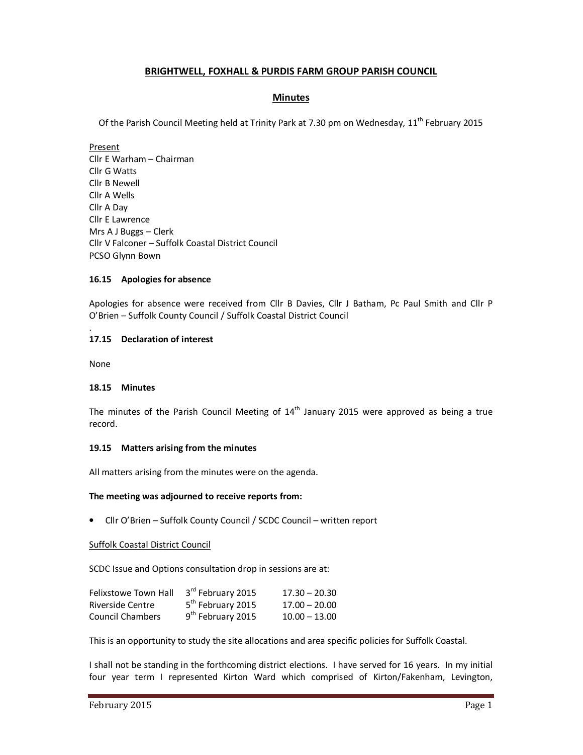# BRIGHTWELL, FOXHALL & PURDIS FARM GROUP PARISH COUNCIL

## Minutes

Of the Parish Council Meeting held at Trinity Park at 7.30 pm on Wednesday, 11th February 2015

Present
Cllr E Warham – Chairman
Cllr G Watts
Cllr B Newell
Cllr A Wells
Cllr A Day
Cllr E Lawrence
Mrs A J Buggs – Clerk
Cllr V Falconer – Suffolk Coastal District Council
PCSO Glynn Bown

**16.15 Apologies for absence**

Apologies for absence were received from Cllr B Davies, Cllr J Batham, Pc Paul Smith and Cllr P O'Brien – Suffolk County Council / Suffolk Coastal District Council

.

**17.15 Declaration of interest**

None

**18.15 Minutes**

The minutes of the Parish Council Meeting of 14th January 2015 were approved as being a true record.

**19.15 Matters arising from the minutes**

All matters arising from the minutes were on the agenda.

**The meeting was adjourned to receive reports from:**

- Cllr O'Brien – Suffolk County Council / SCDC Council – written report

Suffolk Coastal District Council

SCDC Issue and Options consultation drop in sessions are at:

| | | |
|---|---|---|
| Felixstowe Town Hall | 3rd February 2015 | 17.30 – 20.30 |
| Riverside Centre | 5th February 2015 | 17.00 – 20.00 |
| Council Chambers | 9th February 2015 | 10.00 – 13.00 |

This is an opportunity to study the site allocations and area specific policies for Suffolk Coastal.

I shall not be standing in the forthcoming district elections. I have served for 16 years. In my initial four year term I represented Kirton Ward which comprised of Kirton/Fakenham, Levington,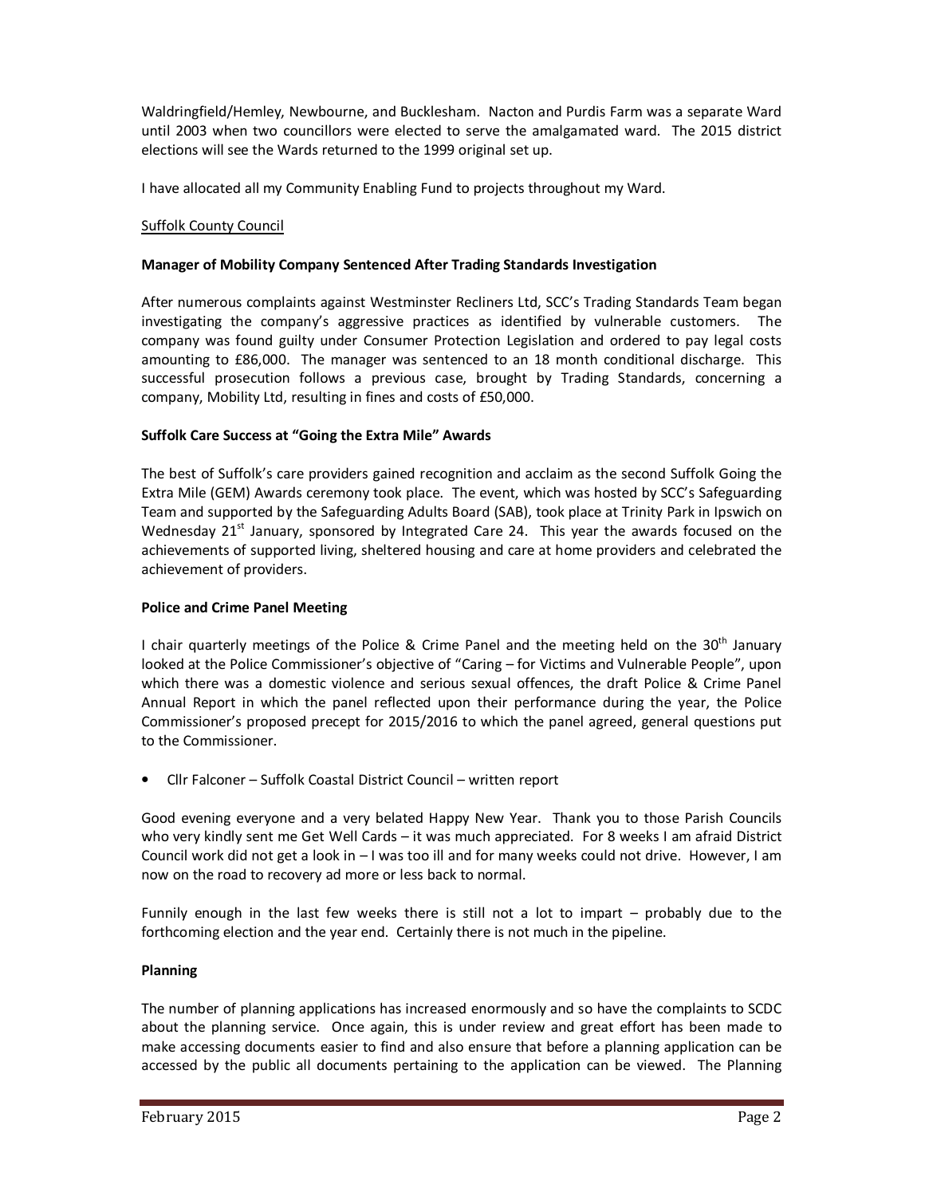Waldringfield/Hemley, Newbourne, and Bucklesham. Nacton and Purdis Farm was a separate Ward until 2003 when two councillors were elected to serve the amalgamated ward. The 2015 district elections will see the Wards returned to the 1999 original set up.

I have allocated all my Community Enabling Fund to projects throughout my Ward.

Suffolk County Council

**Manager of Mobility Company Sentenced After Trading Standards Investigation**

After numerous complaints against Westminster Recliners Ltd, SCC's Trading Standards Team began investigating the company's aggressive practices as identified by vulnerable customers. The company was found guilty under Consumer Protection Legislation and ordered to pay legal costs amounting to £86,000. The manager was sentenced to an 18 month conditional discharge. This successful prosecution follows a previous case, brought by Trading Standards, concerning a company, Mobility Ltd, resulting in fines and costs of £50,000.

**Suffolk Care Success at "Going the Extra Mile" Awards**

The best of Suffolk's care providers gained recognition and acclaim as the second Suffolk Going the Extra Mile (GEM) Awards ceremony took place. The event, which was hosted by SCC's Safeguarding Team and supported by the Safeguarding Adults Board (SAB), took place at Trinity Park in Ipswich on Wednesday 21st January, sponsored by Integrated Care 24. This year the awards focused on the achievements of supported living, sheltered housing and care at home providers and celebrated the achievement of providers.

**Police and Crime Panel Meeting**

I chair quarterly meetings of the Police & Crime Panel and the meeting held on the 30th January looked at the Police Commissioner's objective of "Caring – for Victims and Vulnerable People", upon which there was a domestic violence and serious sexual offences, the draft Police & Crime Panel Annual Report in which the panel reflected upon their performance during the year, the Police Commissioner's proposed precept for 2015/2016 to which the panel agreed, general questions put to the Commissioner.

- Cllr Falconer – Suffolk Coastal District Council – written report

Good evening everyone and a very belated Happy New Year. Thank you to those Parish Councils who very kindly sent me Get Well Cards – it was much appreciated. For 8 weeks I am afraid District Council work did not get a look in – I was too ill and for many weeks could not drive. However, I am now on the road to recovery ad more or less back to normal.

Funnily enough in the last few weeks there is still not a lot to impart – probably due to the forthcoming election and the year end. Certainly there is not much in the pipeline.

**Planning**

The number of planning applications has increased enormously and so have the complaints to SCDC about the planning service. Once again, this is under review and great effort has been made to make accessing documents easier to find and also ensure that before a planning application can be accessed by the public all documents pertaining to the application can be viewed. The Planning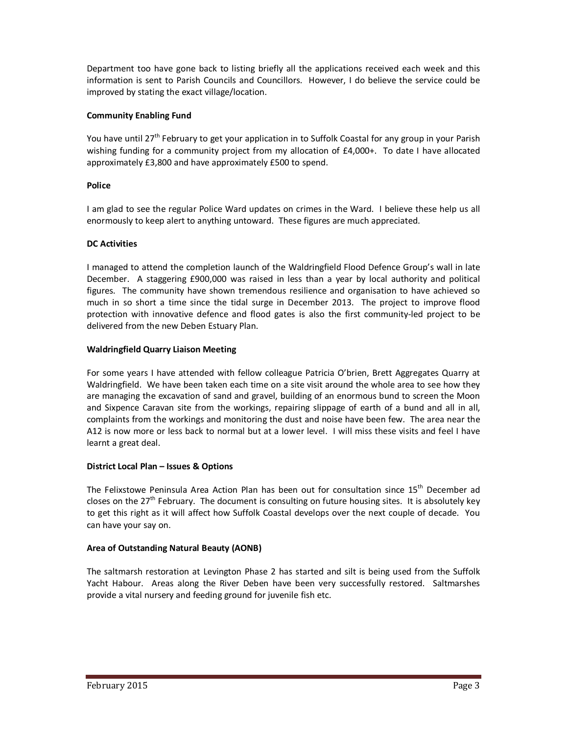Department too have gone back to listing briefly all the applications received each week and this information is sent to Parish Councils and Councillors. However, I do believe the service could be improved by stating the exact village/location.

**Community Enabling Fund**

You have until 27th February to get your application in to Suffolk Coastal for any group in your Parish wishing funding for a community project from my allocation of £4,000+. To date I have allocated approximately £3,800 and have approximately £500 to spend.

**Police**

I am glad to see the regular Police Ward updates on crimes in the Ward. I believe these help us all enormously to keep alert to anything untoward. These figures are much appreciated.

**DC Activities**

I managed to attend the completion launch of the Waldringfield Flood Defence Group's wall in late December. A staggering £900,000 was raised in less than a year by local authority and political figures. The community have shown tremendous resilience and organisation to have achieved so much in so short a time since the tidal surge in December 2013. The project to improve flood protection with innovative defence and flood gates is also the first community-led project to be delivered from the new Deben Estuary Plan.

**Waldringfield Quarry Liaison Meeting**

For some years I have attended with fellow colleague Patricia O'brien, Brett Aggregates Quarry at Waldringfield. We have been taken each time on a site visit around the whole area to see how they are managing the excavation of sand and gravel, building of an enormous bund to screen the Moon and Sixpence Caravan site from the workings, repairing slippage of earth of a bund and all in all, complaints from the workings and monitoring the dust and noise have been few. The area near the A12 is now more or less back to normal but at a lower level. I will miss these visits and feel I have learnt a great deal.

**District Local Plan – Issues & Options**

The Felixstowe Peninsula Area Action Plan has been out for consultation since 15th December ad closes on the 27th February. The document is consulting on future housing sites. It is absolutely key to get this right as it will affect how Suffolk Coastal develops over the next couple of decade. You can have your say on.

**Area of Outstanding Natural Beauty (AONB)**

The saltmarsh restoration at Levington Phase 2 has started and silt is being used from the Suffolk Yacht Habour. Areas along the River Deben have been very successfully restored. Saltmarshes provide a vital nursery and feeding ground for juvenile fish etc.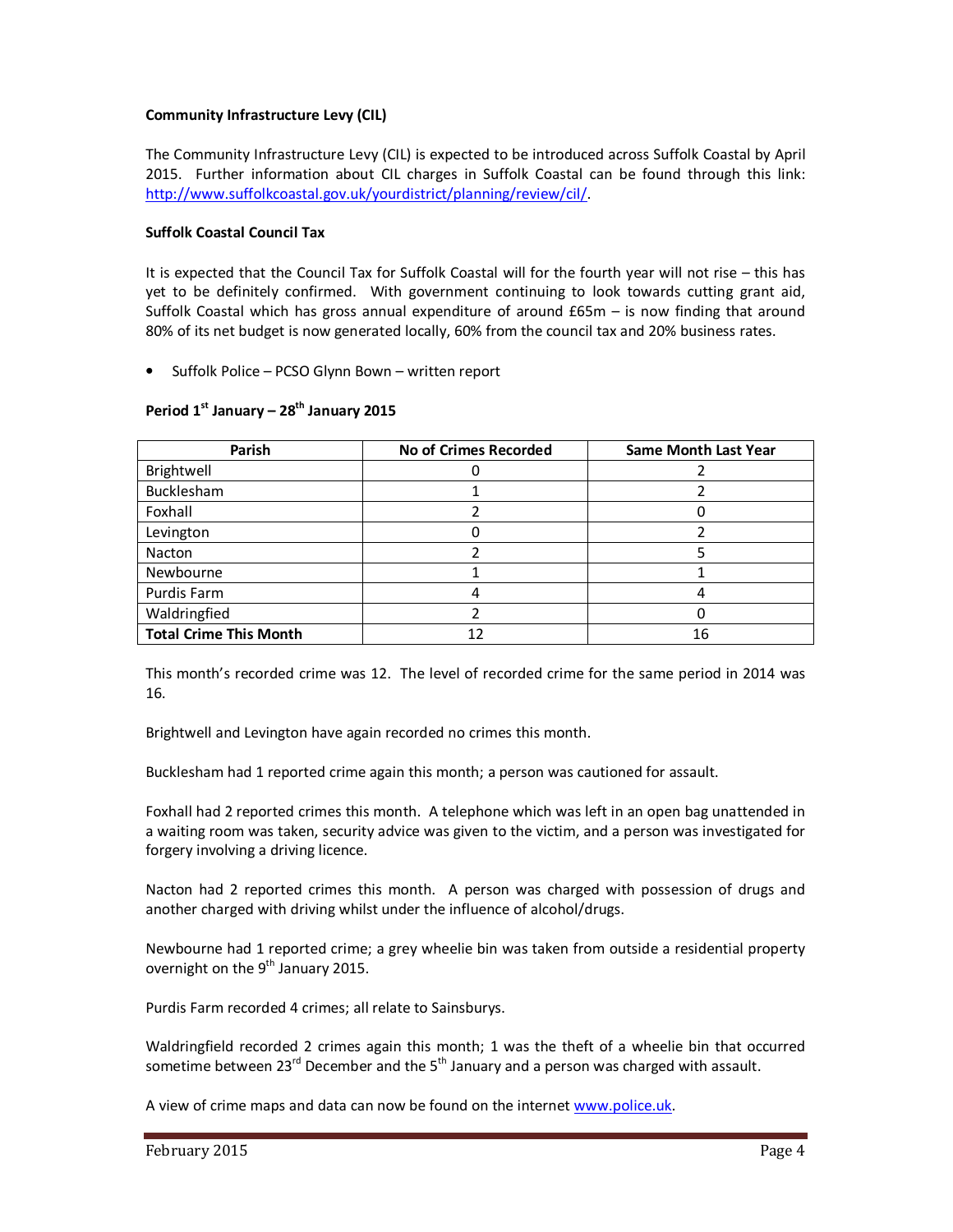**Community Infrastructure Levy (CIL)**

The Community Infrastructure Levy (CIL) is expected to be introduced across Suffolk Coastal by April 2015. Further information about CIL charges in Suffolk Coastal can be found through this link: http://www.suffolkcoastal.gov.uk/yourdistrict/planning/review/cil/.

**Suffolk Coastal Council Tax**

It is expected that the Council Tax for Suffolk Coastal will for the fourth year will not rise – this has yet to be definitely confirmed. With government continuing to look towards cutting grant aid, Suffolk Coastal which has gross annual expenditure of around £65m – is now finding that around 80% of its net budget is now generated locally, 60% from the council tax and 20% business rates.

- Suffolk Police – PCSO Glynn Bown – written report

**Period 1st January – 28th January 2015**

| Parish | No of Crimes Recorded | Same Month Last Year |
|---|---|---|
| Brightwell | 0 | 2 |
| Bucklesham | 1 | 2 |
| Foxhall | 2 | 0 |
| Levington | 0 | 2 |
| Nacton | 2 | 5 |
| Newbourne | 1 | 1 |
| Purdis Farm | 4 | 4 |
| Waldringfied | 2 | 0 |
| **Total Crime This Month** | 12 | 16 |

This month's recorded crime was 12. The level of recorded crime for the same period in 2014 was 16.

Brightwell and Levington have again recorded no crimes this month.

Bucklesham had 1 reported crime again this month; a person was cautioned for assault.

Foxhall had 2 reported crimes this month. A telephone which was left in an open bag unattended in a waiting room was taken, security advice was given to the victim, and a person was investigated for forgery involving a driving licence.

Nacton had 2 reported crimes this month. A person was charged with possession of drugs and another charged with driving whilst under the influence of alcohol/drugs.

Newbourne had 1 reported crime; a grey wheelie bin was taken from outside a residential property overnight on the 9th January 2015.

Purdis Farm recorded 4 crimes; all relate to Sainsburys.

Waldringfield recorded 2 crimes again this month; 1 was the theft of a wheelie bin that occurred sometime between 23rd December and the 5th January and a person was charged with assault.

A view of crime maps and data can now be found on the internet www.police.uk.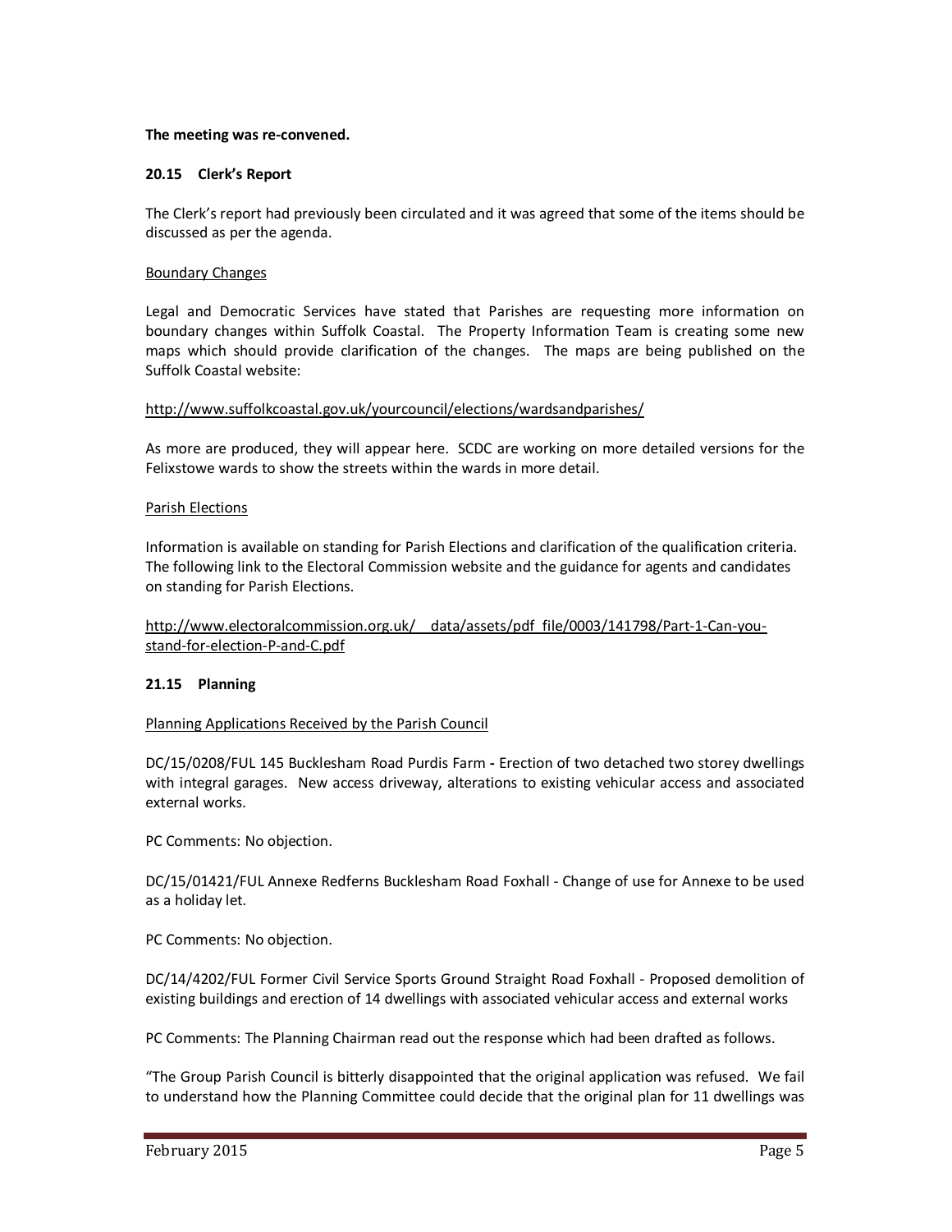**The meeting was re-convened.**

## 20.15 Clerk's Report

The Clerk's report had previously been circulated and it was agreed that some of the items should be discussed as per the agenda.

Boundary Changes

Legal and Democratic Services have stated that Parishes are requesting more information on boundary changes within Suffolk Coastal. The Property Information Team is creating some new maps which should provide clarification of the changes. The maps are being published on the Suffolk Coastal website:

http://www.suffolkcoastal.gov.uk/yourcouncil/elections/wardsandparishes/

As more are produced, they will appear here. SCDC are working on more detailed versions for the Felixstowe wards to show the streets within the wards in more detail.

Parish Elections

Information is available on standing for Parish Elections and clarification of the qualification criteria. The following link to the Electoral Commission website and the guidance for agents and candidates on standing for Parish Elections.

http://www.electoralcommission.org.uk/__data/assets/pdf_file/0003/141798/Part-1-Can-you-stand-for-election-P-and-C.pdf

## 21.15 Planning

Planning Applications Received by the Parish Council

DC/15/0208/FUL 145 Bucklesham Road Purdis Farm - Erection of two detached two storey dwellings with integral garages. New access driveway, alterations to existing vehicular access and associated external works.

PC Comments: No objection.

DC/15/01421/FUL Annexe Redferns Bucklesham Road Foxhall - Change of use for Annexe to be used as a holiday let.

PC Comments: No objection.

DC/14/4202/FUL Former Civil Service Sports Ground Straight Road Foxhall - Proposed demolition of existing buildings and erection of 14 dwellings with associated vehicular access and external works

PC Comments: The Planning Chairman read out the response which had been drafted as follows.

"The Group Parish Council is bitterly disappointed that the original application was refused. We fail to understand how the Planning Committee could decide that the original plan for 11 dwellings was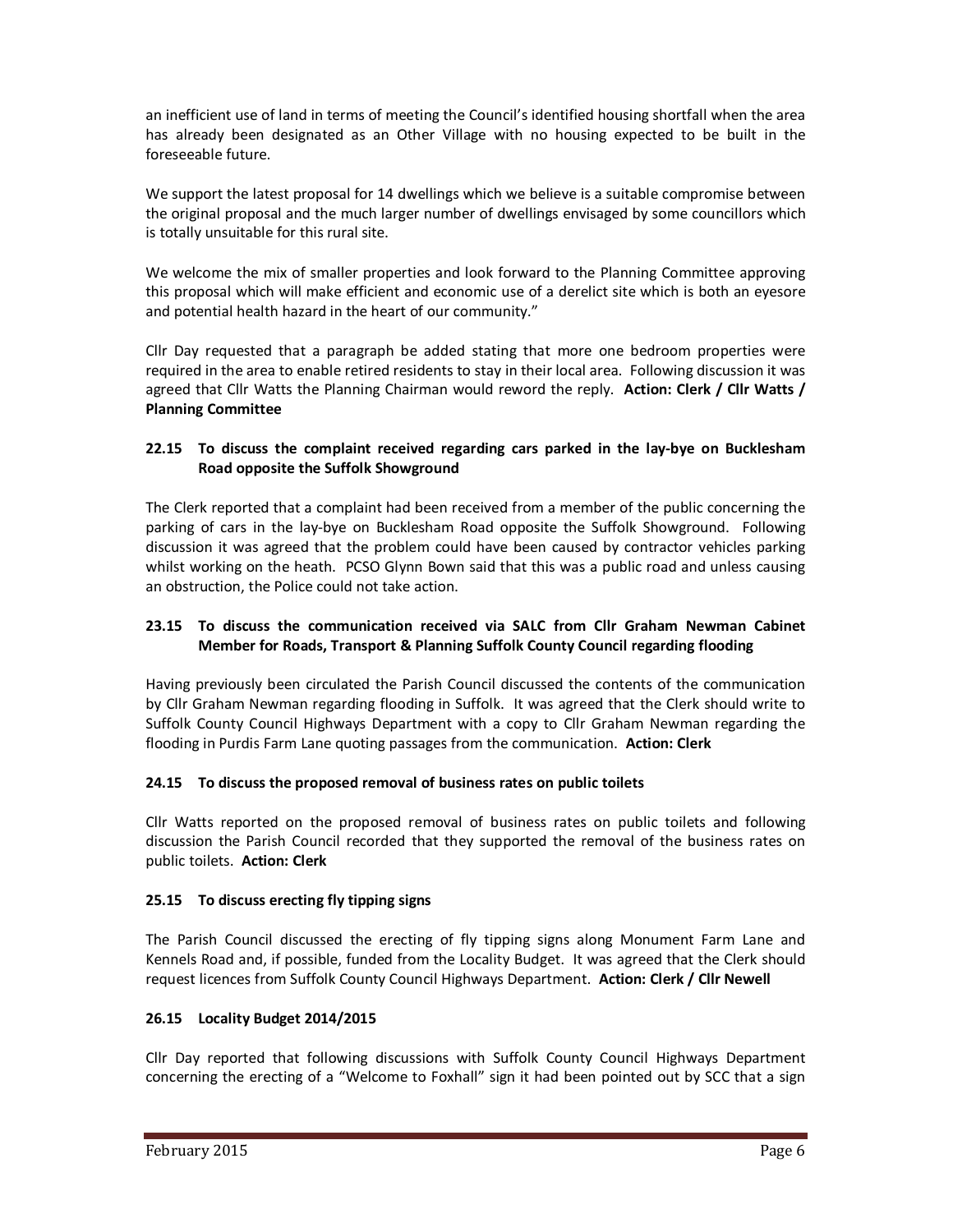an inefficient use of land in terms of meeting the Council's identified housing shortfall when the area has already been designated as an Other Village with no housing expected to be built in the foreseeable future.

We support the latest proposal for 14 dwellings which we believe is a suitable compromise between the original proposal and the much larger number of dwellings envisaged by some councillors which is totally unsuitable for this rural site.

We welcome the mix of smaller properties and look forward to the Planning Committee approving this proposal which will make efficient and economic use of a derelict site which is both an eyesore and potential health hazard in the heart of our community."

Cllr Day requested that a paragraph be added stating that more one bedroom properties were required in the area to enable retired residents to stay in their local area. Following discussion it was agreed that Cllr Watts the Planning Chairman would reword the reply. **Action: Clerk / Cllr Watts / Planning Committee**

### 22.15 To discuss the complaint received regarding cars parked in the lay-bye on Bucklesham Road opposite the Suffolk Showground

The Clerk reported that a complaint had been received from a member of the public concerning the parking of cars in the lay-bye on Bucklesham Road opposite the Suffolk Showground. Following discussion it was agreed that the problem could have been caused by contractor vehicles parking whilst working on the heath. PCSO Glynn Bown said that this was a public road and unless causing an obstruction, the Police could not take action.

### 23.15 To discuss the communication received via SALC from Cllr Graham Newman Cabinet Member for Roads, Transport & Planning Suffolk County Council regarding flooding

Having previously been circulated the Parish Council discussed the contents of the communication by Cllr Graham Newman regarding flooding in Suffolk. It was agreed that the Clerk should write to Suffolk County Council Highways Department with a copy to Cllr Graham Newman regarding the flooding in Purdis Farm Lane quoting passages from the communication. **Action: Clerk**

### 24.15 To discuss the proposed removal of business rates on public toilets

Cllr Watts reported on the proposed removal of business rates on public toilets and following discussion the Parish Council recorded that they supported the removal of the business rates on public toilets. **Action: Clerk**

### 25.15 To discuss erecting fly tipping signs

The Parish Council discussed the erecting of fly tipping signs along Monument Farm Lane and Kennels Road and, if possible, funded from the Locality Budget. It was agreed that the Clerk should request licences from Suffolk County Council Highways Department. **Action: Clerk / Cllr Newell**

### 26.15 Locality Budget 2014/2015

Cllr Day reported that following discussions with Suffolk County Council Highways Department concerning the erecting of a "Welcome to Foxhall" sign it had been pointed out by SCC that a sign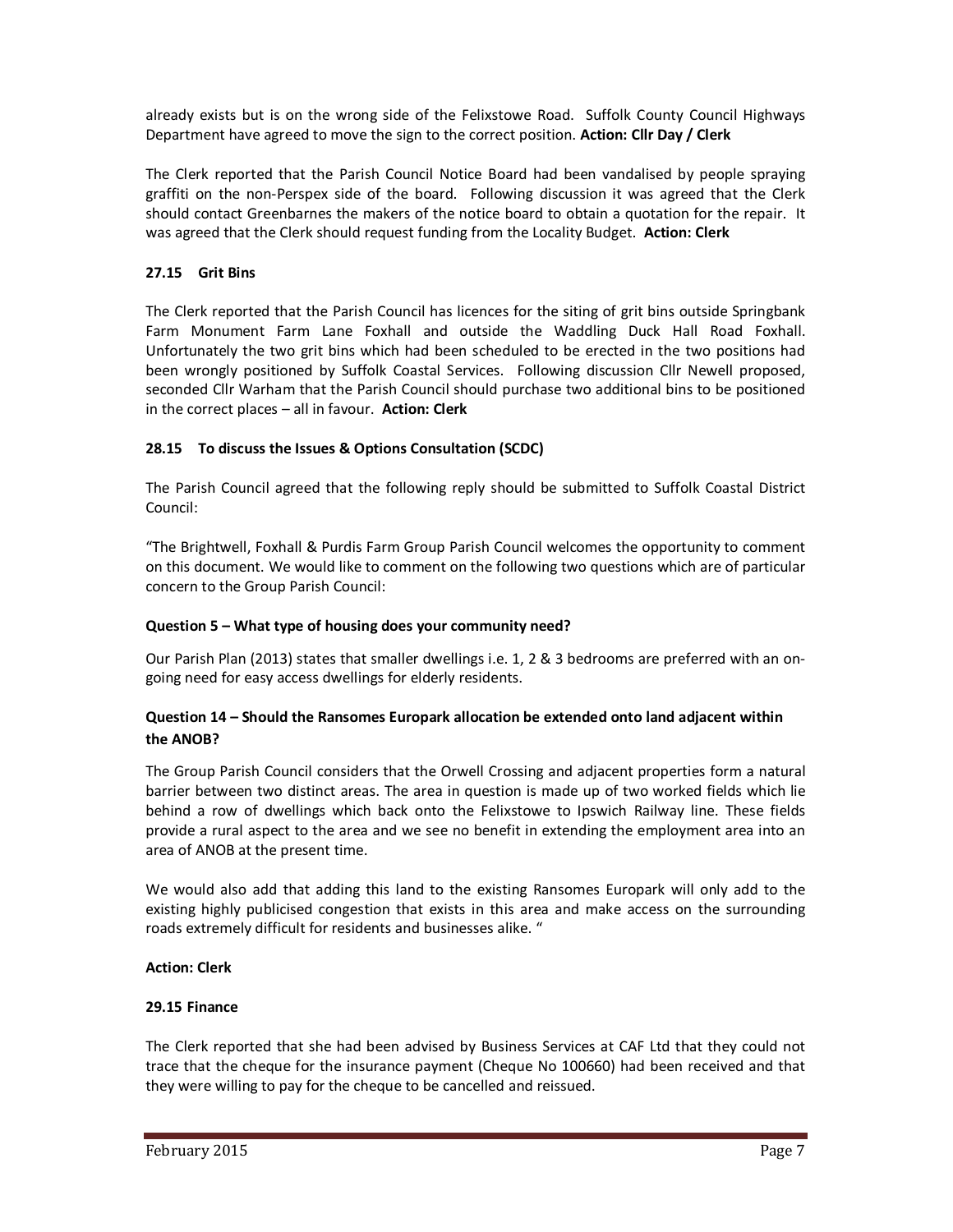already exists but is on the wrong side of the Felixstowe Road. Suffolk County Council Highways Department have agreed to move the sign to the correct position. **Action: Cllr Day / Clerk**

The Clerk reported that the Parish Council Notice Board had been vandalised by people spraying graffiti on the non-Perspex side of the board. Following discussion it was agreed that the Clerk should contact Greenbarnes the makers of the notice board to obtain a quotation for the repair. It was agreed that the Clerk should request funding from the Locality Budget. **Action: Clerk**

### 27.15 Grit Bins

The Clerk reported that the Parish Council has licences for the siting of grit bins outside Springbank Farm Monument Farm Lane Foxhall and outside the Waddling Duck Hall Road Foxhall. Unfortunately the two grit bins which had been scheduled to be erected in the two positions had been wrongly positioned by Suffolk Coastal Services. Following discussion Cllr Newell proposed, seconded Cllr Warham that the Parish Council should purchase two additional bins to be positioned in the correct places – all in favour. **Action: Clerk**

### 28.15 To discuss the Issues & Options Consultation (SCDC)

The Parish Council agreed that the following reply should be submitted to Suffolk Coastal District Council:

"The Brightwell, Foxhall & Purdis Farm Group Parish Council welcomes the opportunity to comment on this document. We would like to comment on the following two questions which are of particular concern to the Group Parish Council:

**Question 5 – What type of housing does your community need?**

Our Parish Plan (2013) states that smaller dwellings i.e. 1, 2 & 3 bedrooms are preferred with an on-going need for easy access dwellings for elderly residents.

**Question 14 – Should the Ransomes Europark allocation be extended onto land adjacent within the ANOB?**

The Group Parish Council considers that the Orwell Crossing and adjacent properties form a natural barrier between two distinct areas. The area in question is made up of two worked fields which lie behind a row of dwellings which back onto the Felixstowe to Ipswich Railway line. These fields provide a rural aspect to the area and we see no benefit in extending the employment area into an area of ANOB at the present time.

We would also add that adding this land to the existing Ransomes Europark will only add to the existing highly publicised congestion that exists in this area and make access on the surrounding roads extremely difficult for residents and businesses alike. "

**Action: Clerk**

### 29.15 Finance

The Clerk reported that she had been advised by Business Services at CAF Ltd that they could not trace that the cheque for the insurance payment (Cheque No 100660) had been received and that they were willing to pay for the cheque to be cancelled and reissued.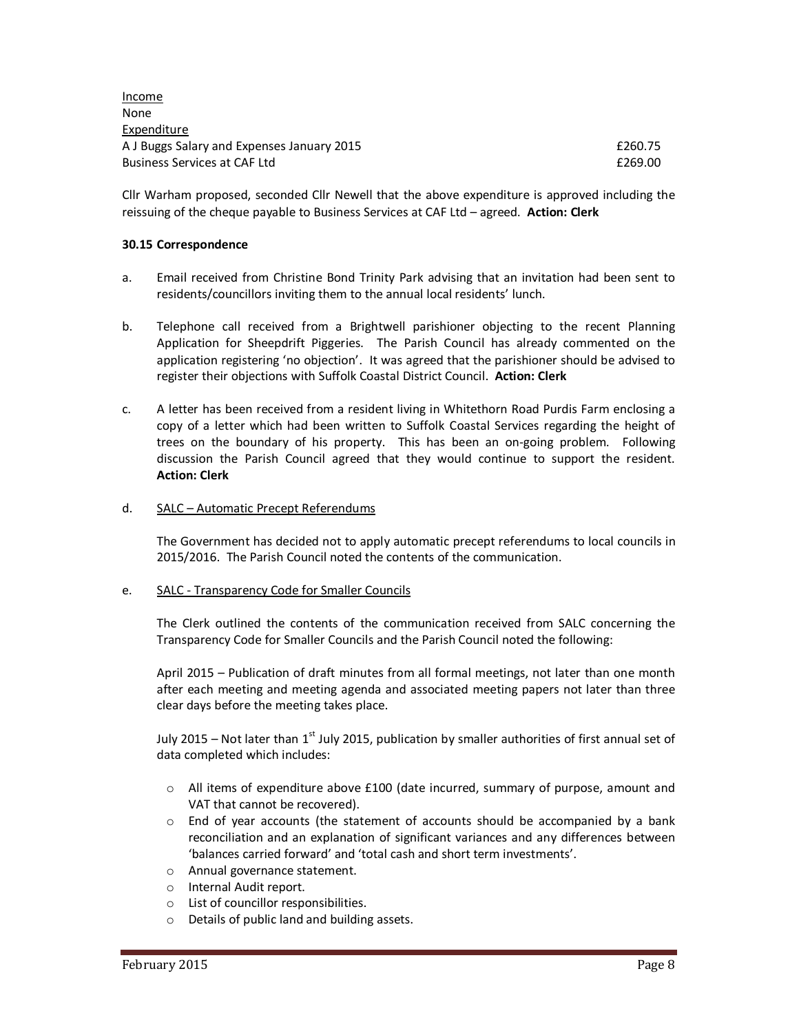<u>Income</u>
None
<u>Expenditure</u>

| | |
|---|---|
| A J Buggs Salary and Expenses January 2015 | £260.75 |
| Business Services at CAF Ltd | £269.00 |

Cllr Warham proposed, seconded Cllr Newell that the above expenditure is approved including the reissuing of the cheque payable to Business Services at CAF Ltd – agreed. **Action: Clerk**

**30.15 Correspondence**

a. Email received from Christine Bond Trinity Park advising that an invitation had been sent to residents/councillors inviting them to the annual local residents' lunch.

b. Telephone call received from a Brightwell parishioner objecting to the recent Planning Application for Sheepdrift Piggeries. The Parish Council has already commented on the application registering 'no objection'. It was agreed that the parishioner should be advised to register their objections with Suffolk Coastal District Council. **Action: Clerk**

c. A letter has been received from a resident living in Whitethorn Road Purdis Farm enclosing a copy of a letter which had been written to Suffolk Coastal Services regarding the height of trees on the boundary of his property. This has been an on-going problem. Following discussion the Parish Council agreed that they would continue to support the resident. **Action: Clerk**

d. <u>SALC – Automatic Precept Referendums</u>

The Government has decided not to apply automatic precept referendums to local councils in 2015/2016. The Parish Council noted the contents of the communication.

e. <u>SALC - Transparency Code for Smaller Councils</u>

The Clerk outlined the contents of the communication received from SALC concerning the Transparency Code for Smaller Councils and the Parish Council noted the following:

April 2015 – Publication of draft minutes from all formal meetings, not later than one month after each meeting and meeting agenda and associated meeting papers not later than three clear days before the meeting takes place.

July 2015 – Not later than 1st July 2015, publication by smaller authorities of first annual set of data completed which includes:

- All items of expenditure above £100 (date incurred, summary of purpose, amount and VAT that cannot be recovered).
- End of year accounts (the statement of accounts should be accompanied by a bank reconciliation and an explanation of significant variances and any differences between 'balances carried forward' and 'total cash and short term investments'.
- Annual governance statement.
- Internal Audit report.
- List of councillor responsibilities.
- Details of public land and building assets.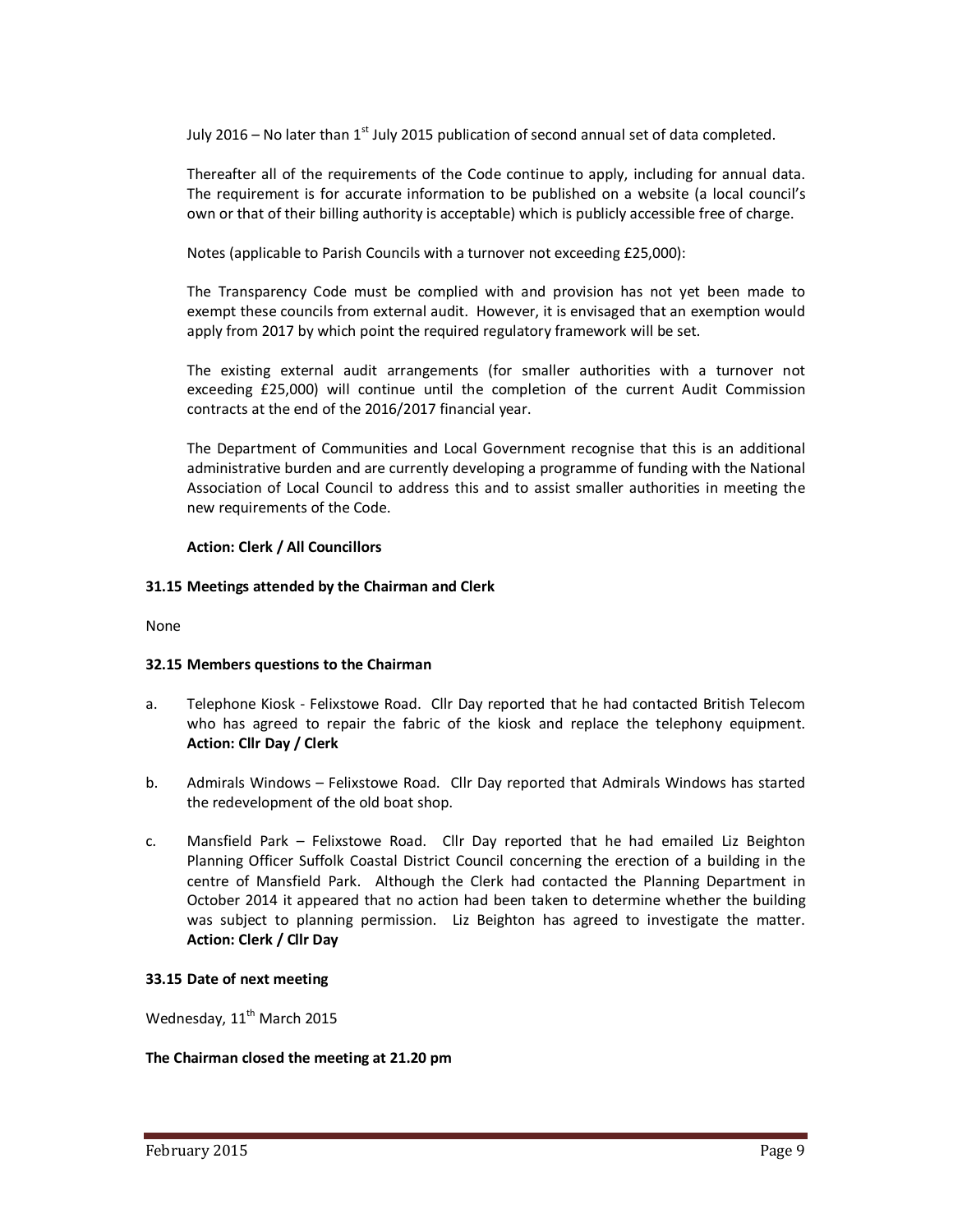July 2016 – No later than 1st July 2015 publication of second annual set of data completed.

Thereafter all of the requirements of the Code continue to apply, including for annual data. The requirement is for accurate information to be published on a website (a local council's own or that of their billing authority is acceptable) which is publicly accessible free of charge.

Notes (applicable to Parish Councils with a turnover not exceeding £25,000):

The Transparency Code must be complied with and provision has not yet been made to exempt these councils from external audit. However, it is envisaged that an exemption would apply from 2017 by which point the required regulatory framework will be set.

The existing external audit arrangements (for smaller authorities with a turnover not exceeding £25,000) will continue until the completion of the current Audit Commission contracts at the end of the 2016/2017 financial year.

The Department of Communities and Local Government recognise that this is an additional administrative burden and are currently developing a programme of funding with the National Association of Local Council to address this and to assist smaller authorities in meeting the new requirements of the Code.

**Action: Clerk / All Councillors**

**31.15 Meetings attended by the Chairman and Clerk**

None

**32.15 Members questions to the Chairman**

a. Telephone Kiosk - Felixstowe Road. Cllr Day reported that he had contacted British Telecom who has agreed to repair the fabric of the kiosk and replace the telephony equipment. **Action: Cllr Day / Clerk**

b. Admirals Windows – Felixstowe Road. Cllr Day reported that Admirals Windows has started the redevelopment of the old boat shop.

c. Mansfield Park – Felixstowe Road. Cllr Day reported that he had emailed Liz Beighton Planning Officer Suffolk Coastal District Council concerning the erection of a building in the centre of Mansfield Park. Although the Clerk had contacted the Planning Department in October 2014 it appeared that no action had been taken to determine whether the building was subject to planning permission. Liz Beighton has agreed to investigate the matter. **Action: Clerk / Cllr Day**

**33.15 Date of next meeting**

Wednesday, 11th March 2015

**The Chairman closed the meeting at 21.20 pm**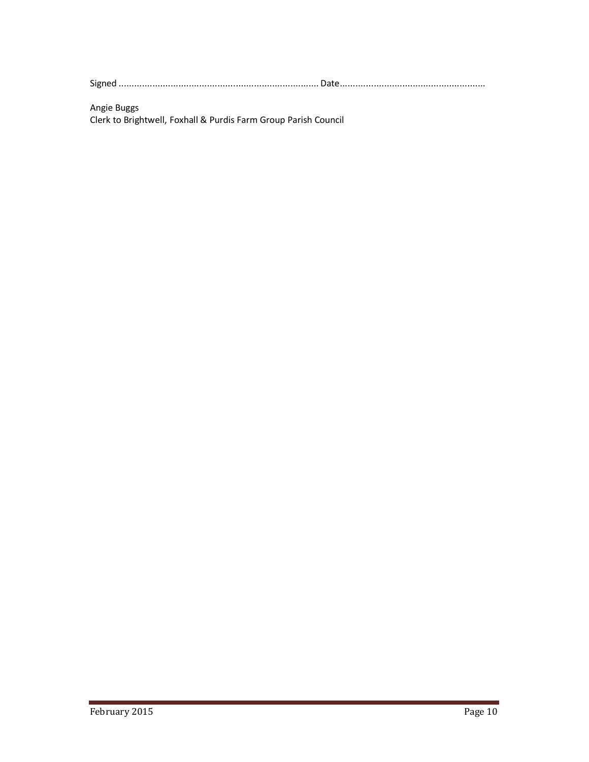Signed ............................................................................ Date.......................................................

Angie Buggs
Clerk to Brightwell, Foxhall & Purdis Farm Group Parish Council